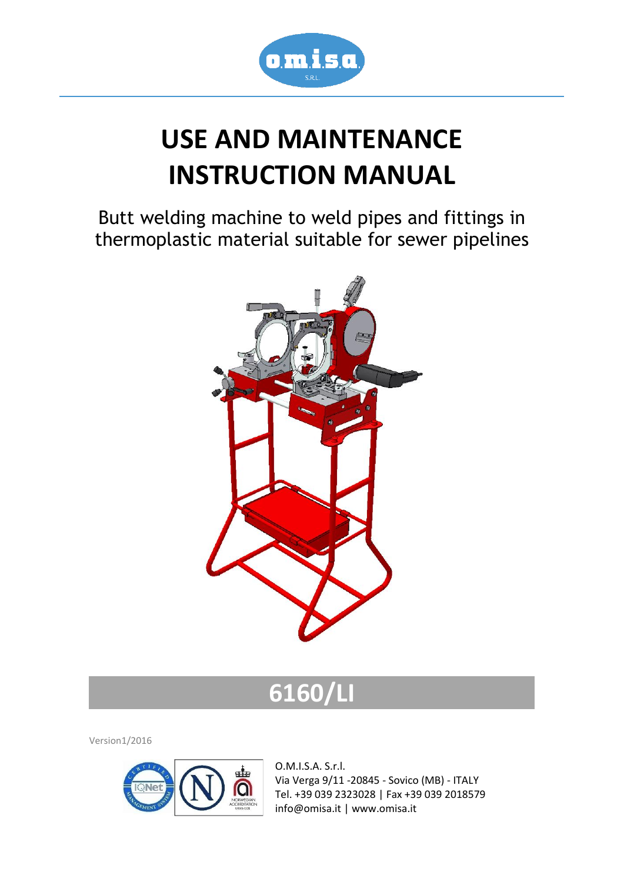# USE AND MAINTENANCE INSTRUCTION MANUAL

Butt welding machine to weld pipes and fittings in thermoplastic material suitable for sewer pipelines

## 6160/LI

Version1/2016

O.M.I.S.A. S.r.l.
Via Verga 9/11 -20845 - Sovico (MB) - ITALY
Tel. +39 039 2323028 | Fax +39 039 2018579
info@omisa.it | www.omisa.it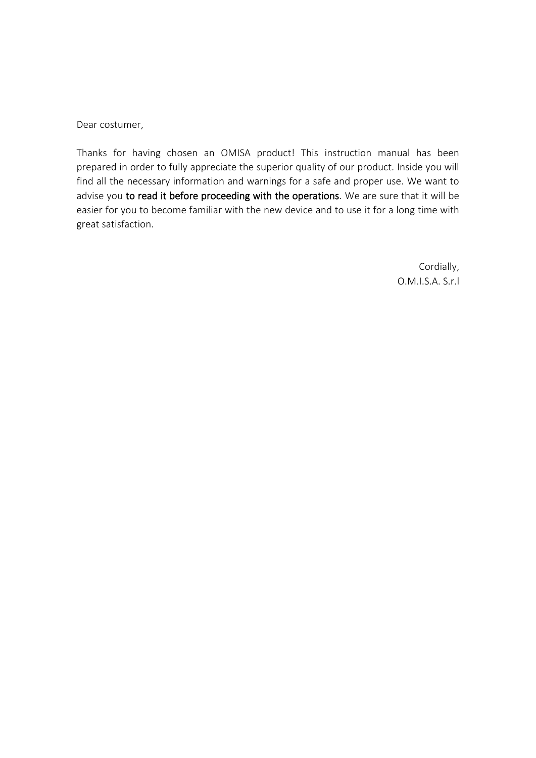Dear costumer,

Thanks for having chosen an OMISA product! This instruction manual has been prepared in order to fully appreciate the superior quality of our product. Inside you will find all the necessary information and warnings for a safe and proper use. We want to advise you **to read it before proceeding with the operations**. We are sure that it will be easier for you to become familiar with the new device and to use it for a long time with great satisfaction.

Cordially,
O.M.I.S.A. S.r.l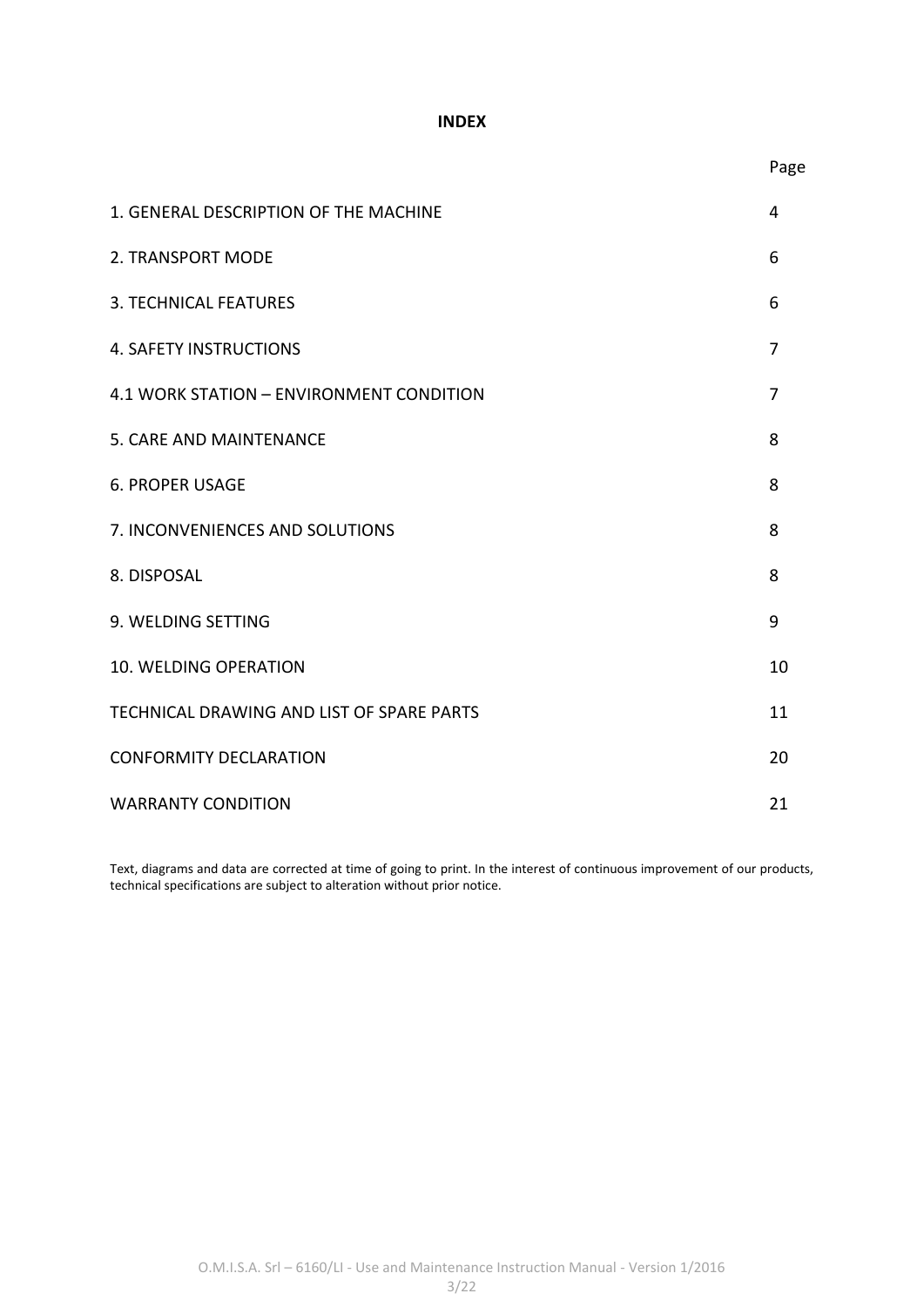**INDEX**

| | Page |
|---|---|
| 1. GENERAL DESCRIPTION OF THE MACHINE | 4 |
| 2. TRANSPORT MODE | 6 |
| 3. TECHNICAL FEATURES | 6 |
| 4. SAFETY INSTRUCTIONS | 7 |
| 4.1 WORK STATION – ENVIRONMENT CONDITION | 7 |
| 5. CARE AND MAINTENANCE | 8 |
| 6. PROPER USAGE | 8 |
| 7. INCONVENIENCES AND SOLUTIONS | 8 |
| 8. DISPOSAL | 8 |
| 9. WELDING SETTING | 9 |
| 10. WELDING OPERATION | 10 |
| TECHNICAL DRAWING AND LIST OF SPARE PARTS | 11 |
| CONFORMITY DECLARATION | 20 |
| WARRANTY CONDITION | 21 |

Text, diagrams and data are corrected at time of going to print. In the interest of continuous improvement of our products, technical specifications are subject to alteration without prior notice.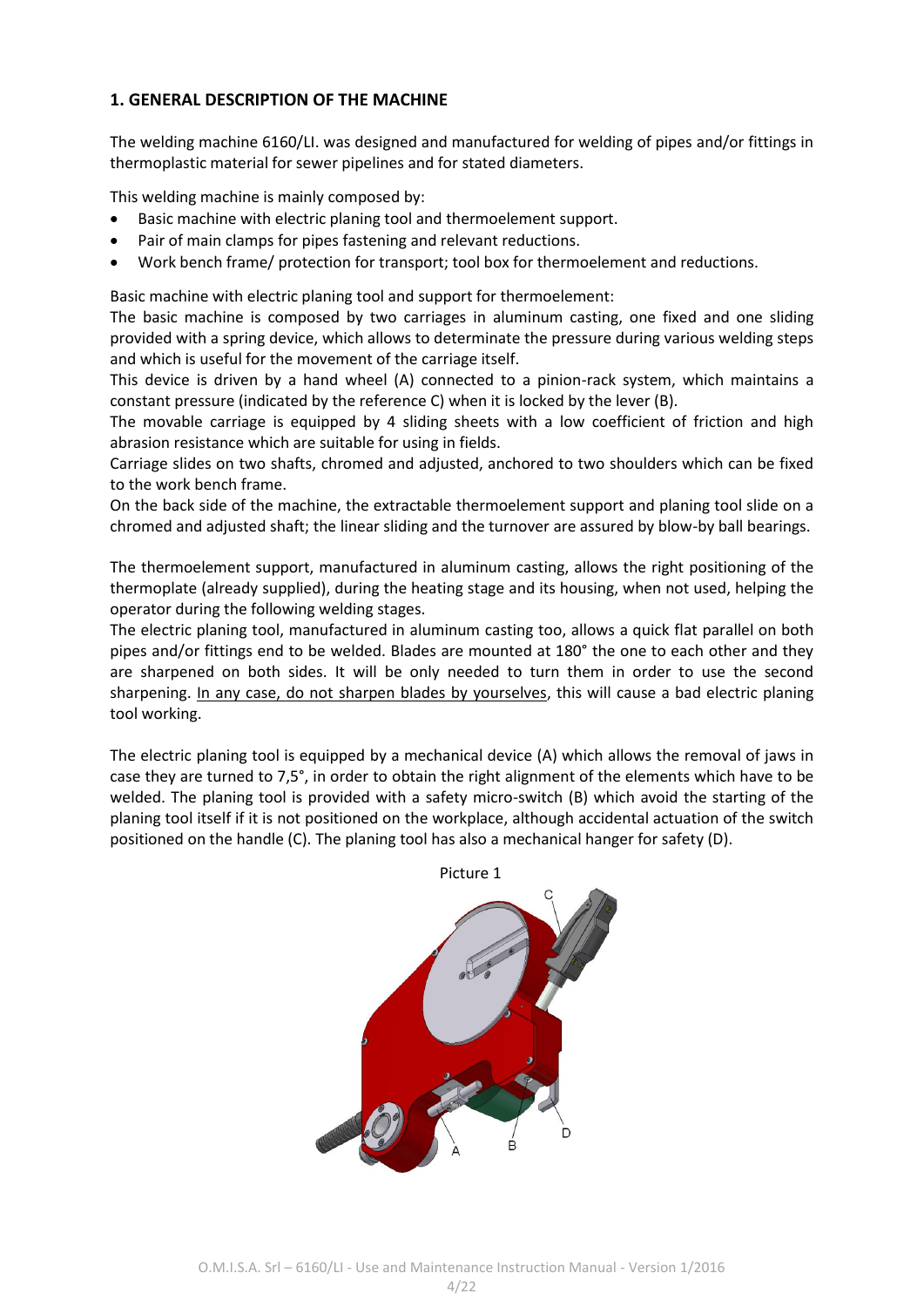## 1. GENERAL DESCRIPTION OF THE MACHINE

The welding machine 6160/LI. was designed and manufactured for welding of pipes and/or fittings in thermoplastic material for sewer pipelines and for stated diameters.

This welding machine is mainly composed by:

- Basic machine with electric planing tool and thermoelement support.
- Pair of main clamps for pipes fastening and relevant reductions.
- Work bench frame/ protection for transport; tool box for thermoelement and reductions.

Basic machine with electric planing tool and support for thermoelement:
The basic machine is composed by two carriages in aluminum casting, one fixed and one sliding provided with a spring device, which allows to determinate the pressure during various welding steps and which is useful for the movement of the carriage itself.
This device is driven by a hand wheel (A) connected to a pinion-rack system, which maintains a constant pressure (indicated by the reference C) when it is locked by the lever (B).
The movable carriage is equipped by 4 sliding sheets with a low coefficient of friction and high abrasion resistance which are suitable for using in fields.
Carriage slides on two shafts, chromed and adjusted, anchored to two shoulders which can be fixed to the work bench frame.
On the back side of the machine, the extractable thermoelement support and planing tool slide on a chromed and adjusted shaft; the linear sliding and the turnover are assured by blow-by ball bearings.

The thermoelement support, manufactured in aluminum casting, allows the right positioning of the thermoplate (already supplied), during the heating stage and its housing, when not used, helping the operator during the following welding stages.
The electric planing tool, manufactured in aluminum casting too, allows a quick flat parallel on both pipes and/or fittings end to be welded. Blades are mounted at 180° the one to each other and they are sharpened on both sides. It will be only needed to turn them in order to use the second sharpening. In any case, do not sharpen blades by yourselves, this will cause a bad electric planing tool working.

The electric planing tool is equipped by a mechanical device (A) which allows the removal of jaws in case they are turned to 7,5°, in order to obtain the right alignment of the elements which have to be welded. The planing tool is provided with a safety micro-switch (B) which avoid the starting of the planing tool itself if it is not positioned on the workplace, although accidental actuation of the switch positioned on the handle (C). The planing tool has also a mechanical hanger for safety (D).

Picture 1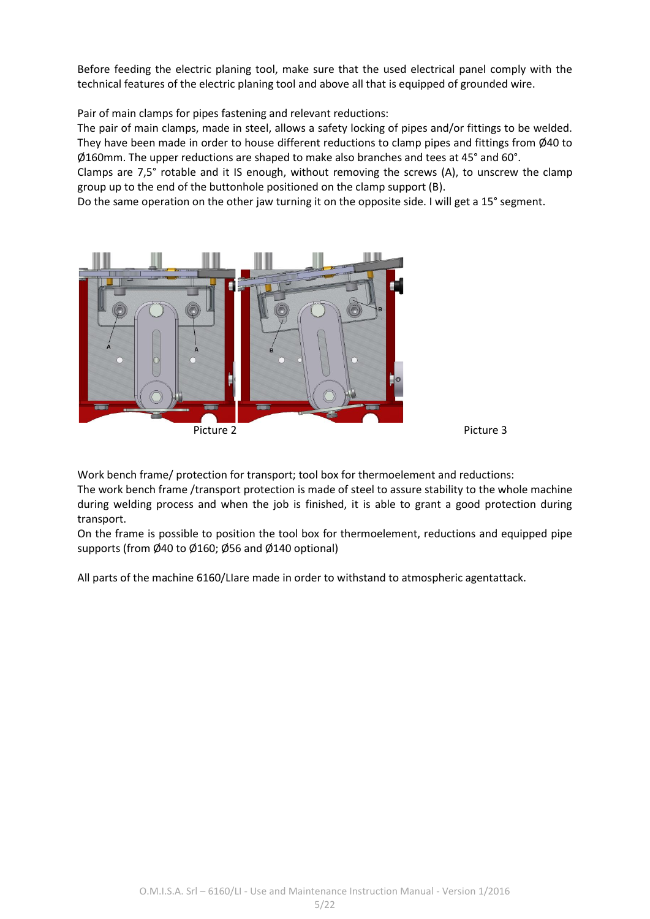Before feeding the electric planing tool, make sure that the used electrical panel comply with the technical features of the electric planing tool and above all that is equipped of grounded wire.

Pair of main clamps for pipes fastening and relevant reductions:
The pair of main clamps, made in steel, allows a safety locking of pipes and/or fittings to be welded. They have been made in order to house different reductions to clamp pipes and fittings from Ø40 to Ø160mm. The upper reductions are shaped to make also branches and tees at 45° and 60°.
Clamps are 7,5° rotable and it IS enough, without removing the screws (A), to unscrew the clamp group up to the end of the buttonhole positioned on the clamp support (B).
Do the same operation on the other jaw turning it on the opposite side. I will get a 15° segment.

Picture 2 Picture 3

Work bench frame/ protection for transport; tool box for thermoelement and reductions:
The work bench frame /transport protection is made of steel to assure stability to the whole machine during welding process and when the job is finished, it is able to grant a good protection during transport.
On the frame is possible to position the tool box for thermoelement, reductions and equipped pipe supports (from Ø40 to Ø160; Ø56 and Ø140 optional)

All parts of the machine 6160/LIare made in order to withstand to atmospheric agentattack.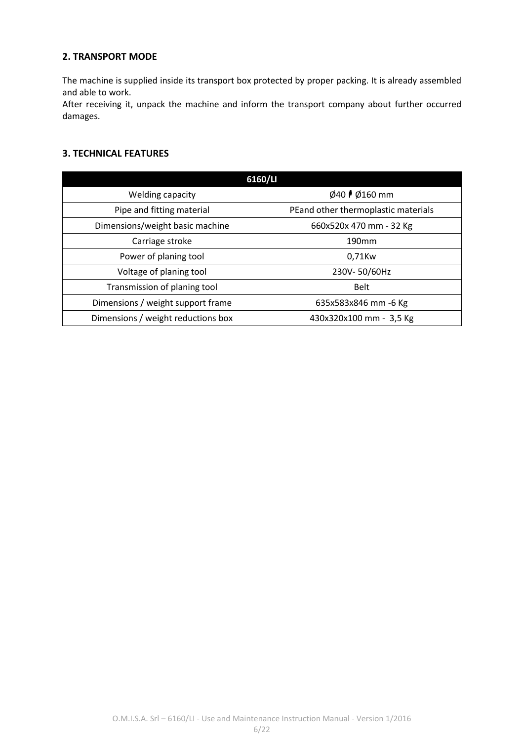## 2. TRANSPORT MODE

The machine is supplied inside its transport box protected by proper packing. It is already assembled and able to work.

After receiving it, unpack the machine and inform the transport company about further occurred damages.

## 3. TECHNICAL FEATURES

| 6160/LI | |
|---|---|
| Welding capacity | Ø40 ÷ Ø160 mm |
| Pipe and fitting material | PEand other thermoplastic materials |
| Dimensions/weight basic machine | 660x520x 470 mm - 32 Kg |
| Carriage stroke | 190mm |
| Power of planing tool | 0,71Kw |
| Voltage of planing tool | 230V- 50/60Hz |
| Transmission of planing tool | Belt |
| Dimensions / weight support frame | 635x583x846 mm -6 Kg |
| Dimensions / weight reductions box | 430x320x100 mm - 3,5 Kg |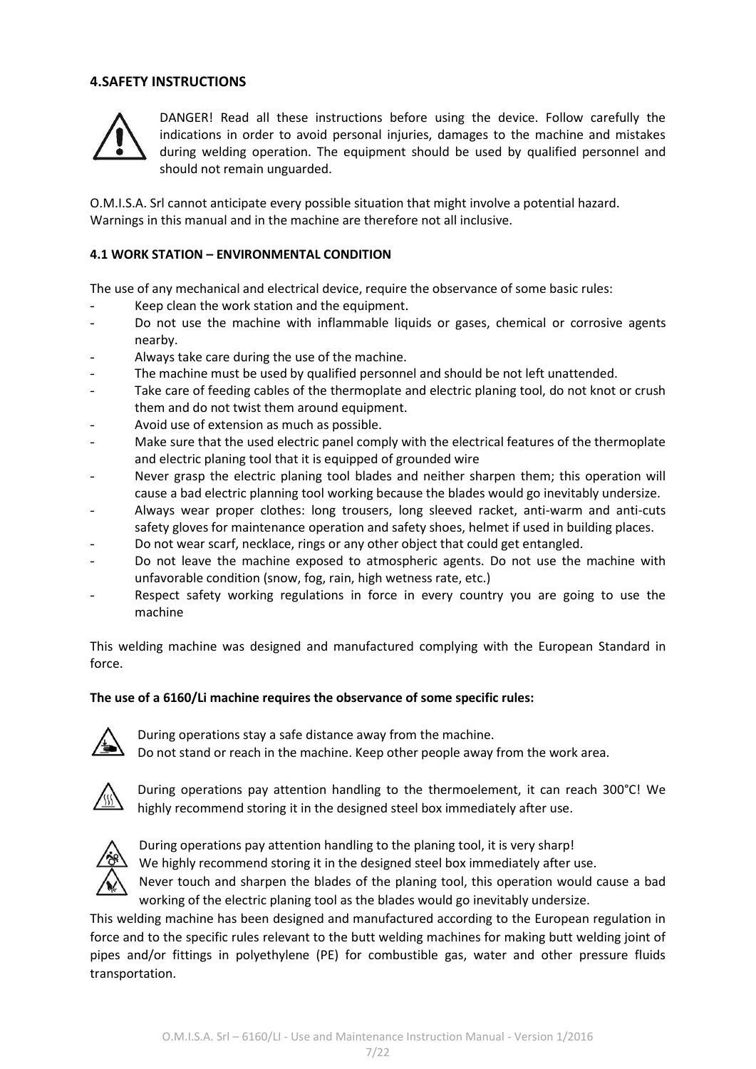## 4.SAFETY INSTRUCTIONS

DANGER! Read all these instructions before using the device. Follow carefully the indications in order to avoid personal injuries, damages to the machine and mistakes during welding operation. The equipment should be used by qualified personnel and should not remain unguarded.

O.M.I.S.A. Srl cannot anticipate every possible situation that might involve a potential hazard. Warnings in this manual and in the machine are therefore not all inclusive.

### 4.1 WORK STATION – ENVIRONMENTAL CONDITION

The use of any mechanical and electrical device, require the observance of some basic rules:

- Keep clean the work station and the equipment.
- Do not use the machine with inflammable liquids or gases, chemical or corrosive agents nearby.
- Always take care during the use of the machine.
- The machine must be used by qualified personnel and should be not left unattended.
- Take care of feeding cables of the thermoplate and electric planing tool, do not knot or crush them and do not twist them around equipment.
- Avoid use of extension as much as possible.
- Make sure that the used electric panel comply with the electrical features of the thermoplate and electric planing tool that it is equipped of grounded wire
- Never grasp the electric planing tool blades and neither sharpen them; this operation will cause a bad electric planning tool working because the blades would go inevitably undersize.
- Always wear proper clothes: long trousers, long sleeved racket, anti-warm and anti-cuts safety gloves for maintenance operation and safety shoes, helmet if used in building places.
- Do not wear scarf, necklace, rings or any other object that could get entangled.
- Do not leave the machine exposed to atmospheric agents. Do not use the machine with unfavorable condition (snow, fog, rain, high wetness rate, etc.)
- Respect safety working regulations in force in every country you are going to use the machine

This welding machine was designed and manufactured complying with the European Standard in force.

**The use of a 6160/Li machine requires the observance of some specific rules:**

During operations stay a safe distance away from the machine.
Do not stand or reach in the machine. Keep other people away from the work area.

During operations pay attention handling to the thermoelement, it can reach 300°C! We highly recommend storing it in the designed steel box immediately after use.

During operations pay attention handling to the planing tool, it is very sharp!
We highly recommend storing it in the designed steel box immediately after use.
Never touch and sharpen the blades of the planing tool, this operation would cause a bad working of the electric planing tool as the blades would go inevitably undersize.

This welding machine has been designed and manufactured according to the European regulation in force and to the specific rules relevant to the butt welding machines for making butt welding joint of pipes and/or fittings in polyethylene (PE) for combustible gas, water and other pressure fluids transportation.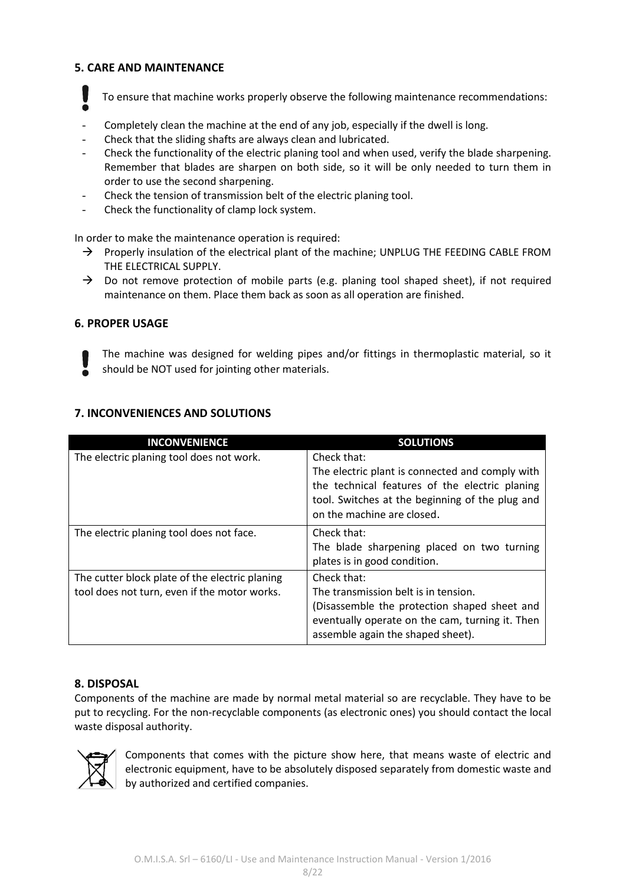## 5. CARE AND MAINTENANCE

! To ensure that machine works properly observe the following maintenance recommendations:

- Completely clean the machine at the end of any job, especially if the dwell is long.
- Check that the sliding shafts are always clean and lubricated.
- Check the functionality of the electric planing tool and when used, verify the blade sharpening. Remember that blades are sharpen on both side, so it will be only needed to turn them in order to use the second sharpening.
- Check the tension of transmission belt of the electric planing tool.
- Check the functionality of clamp lock system.

In order to make the maintenance operation is required:

→ Properly insulation of the electrical plant of the machine; UNPLUG THE FEEDING CABLE FROM THE ELECTRICAL SUPPLY.

→ Do not remove protection of mobile parts (e.g. planing tool shaped sheet), if not required maintenance on them. Place them back as soon as all operation are finished.

## 6. PROPER USAGE

! The machine was designed for welding pipes and/or fittings in thermoplastic material, so it should be NOT used for jointing other materials.

## 7. INCONVENIENCES AND SOLUTIONS

| INCONVENIENCE | SOLUTIONS |
| --- | --- |
| The electric planing tool does not work. | Check that: The electric plant is connected and comply with the technical features of the electric planing tool. Switches at the beginning of the plug and on the machine are closed. |
| The electric planing tool does not face. | Check that: The blade sharpening placed on two turning plates is in good condition. |
| The cutter block plate of the electric planing tool does not turn, even if the motor works. | Check that: The transmission belt is in tension. (Disassemble the protection shaped sheet and eventually operate on the cam, turning it. Then assemble again the shaped sheet). |

## 8. DISPOSAL

Components of the machine are made by normal metal material so are recyclable. They have to be put to recycling. For the non-recyclable components (as electronic ones) you should contact the local waste disposal authority.

Components that comes with the picture show here, that means waste of electric and electronic equipment, have to be absolutely disposed separately from domestic waste and by authorized and certified companies.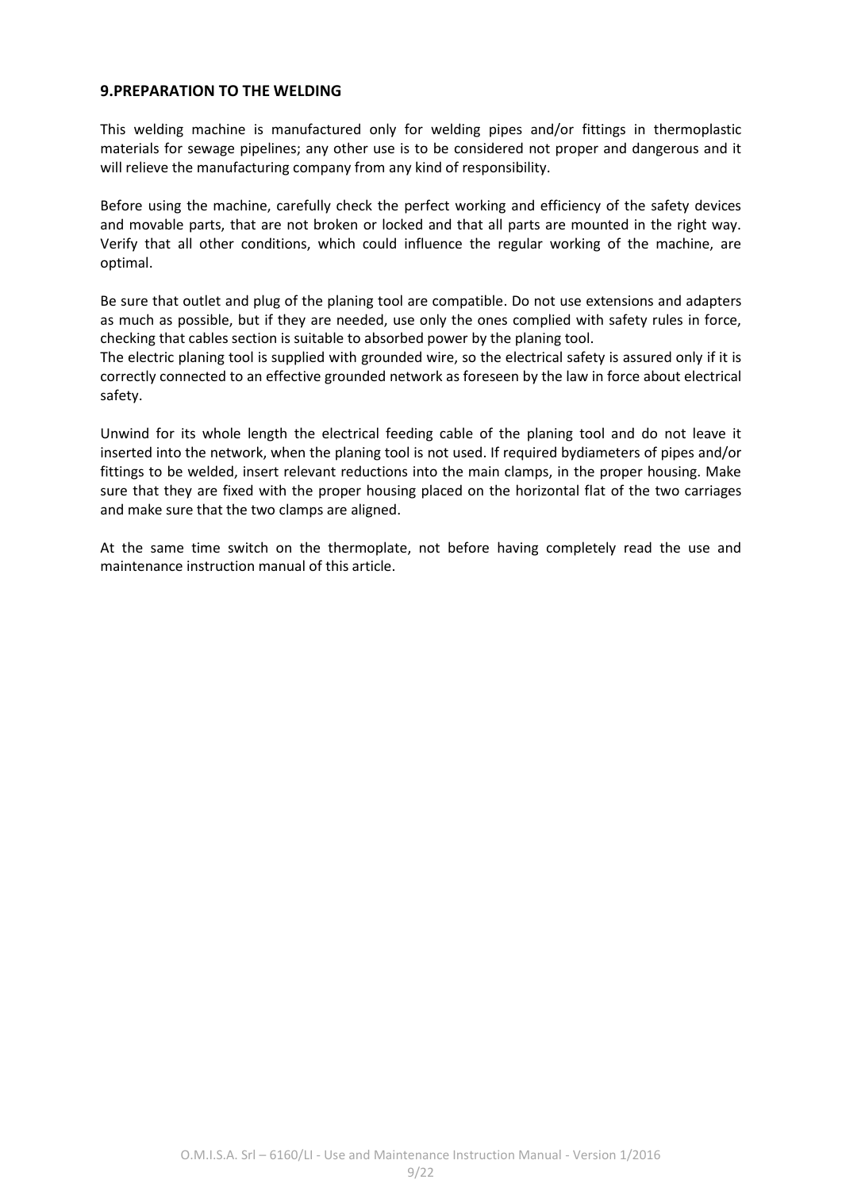## 9.PREPARATION TO THE WELDING

This welding machine is manufactured only for welding pipes and/or fittings in thermoplastic materials for sewage pipelines; any other use is to be considered not proper and dangerous and it will relieve the manufacturing company from any kind of responsibility.

Before using the machine, carefully check the perfect working and efficiency of the safety devices and movable parts, that are not broken or locked and that all parts are mounted in the right way. Verify that all other conditions, which could influence the regular working of the machine, are optimal.

Be sure that outlet and plug of the planing tool are compatible. Do not use extensions and adapters as much as possible, but if they are needed, use only the ones complied with safety rules in force, checking that cables section is suitable to absorbed power by the planing tool.
The electric planing tool is supplied with grounded wire, so the electrical safety is assured only if it is correctly connected to an effective grounded network as foreseen by the law in force about electrical safety.

Unwind for its whole length the electrical feeding cable of the planing tool and do not leave it inserted into the network, when the planing tool is not used. If required bydiameters of pipes and/or fittings to be welded, insert relevant reductions into the main clamps, in the proper housing. Make sure that they are fixed with the proper housing placed on the horizontal flat of the two carriages and make sure that the two clamps are aligned.

At the same time switch on the thermoplate, not before having completely read the use and maintenance instruction manual of this article.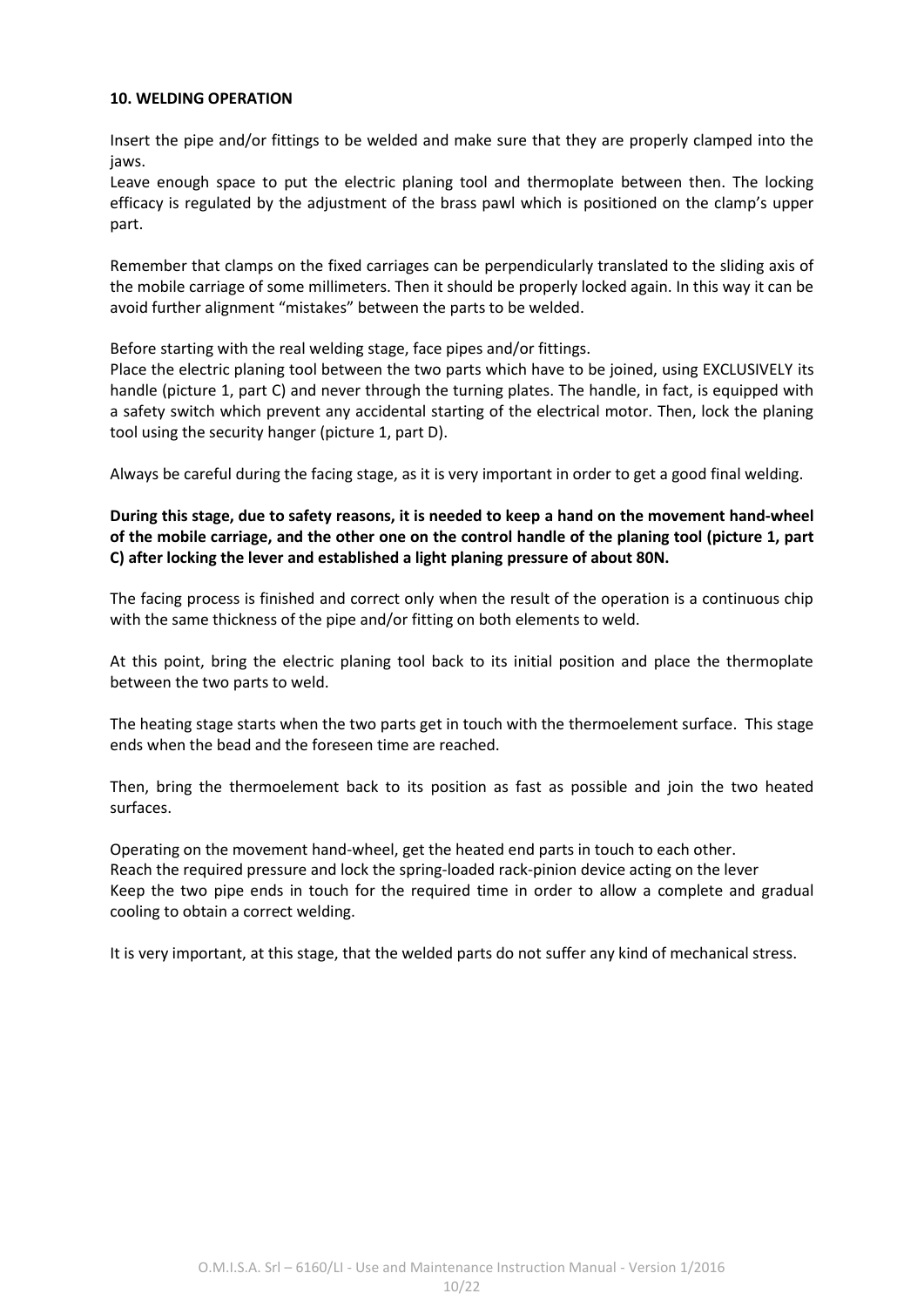**10. WELDING OPERATION**

Insert the pipe and/or fittings to be welded and make sure that they are properly clamped into the jaws.
Leave enough space to put the electric planing tool and thermoplate between then. The locking efficacy is regulated by the adjustment of the brass pawl which is positioned on the clamp's upper part.

Remember that clamps on the fixed carriages can be perpendicularly translated to the sliding axis of the mobile carriage of some millimeters. Then it should be properly locked again. In this way it can be avoid further alignment "mistakes" between the parts to be welded.

Before starting with the real welding stage, face pipes and/or fittings.
Place the electric planing tool between the two parts which have to be joined, using EXCLUSIVELY its handle (picture 1, part C) and never through the turning plates. The handle, in fact, is equipped with a safety switch which prevent any accidental starting of the electrical motor. Then, lock the planing tool using the security hanger (picture 1, part D).

Always be careful during the facing stage, as it is very important in order to get a good final welding.

**During this stage, due to safety reasons, it is needed to keep a hand on the movement hand-wheel of the mobile carriage, and the other one on the control handle of the planing tool (picture 1, part C) after locking the lever and established a light planing pressure of about 80N.**

The facing process is finished and correct only when the result of the operation is a continuous chip with the same thickness of the pipe and/or fitting on both elements to weld.

At this point, bring the electric planing tool back to its initial position and place the thermoplate between the two parts to weld.

The heating stage starts when the two parts get in touch with the thermoelement surface. This stage ends when the bead and the foreseen time are reached.

Then, bring the thermoelement back to its position as fast as possible and join the two heated surfaces.

Operating on the movement hand-wheel, get the heated end parts in touch to each other.
Reach the required pressure and lock the spring-loaded rack-pinion device acting on the lever
Keep the two pipe ends in touch for the required time in order to allow a complete and gradual cooling to obtain a correct welding.

It is very important, at this stage, that the welded parts do not suffer any kind of mechanical stress.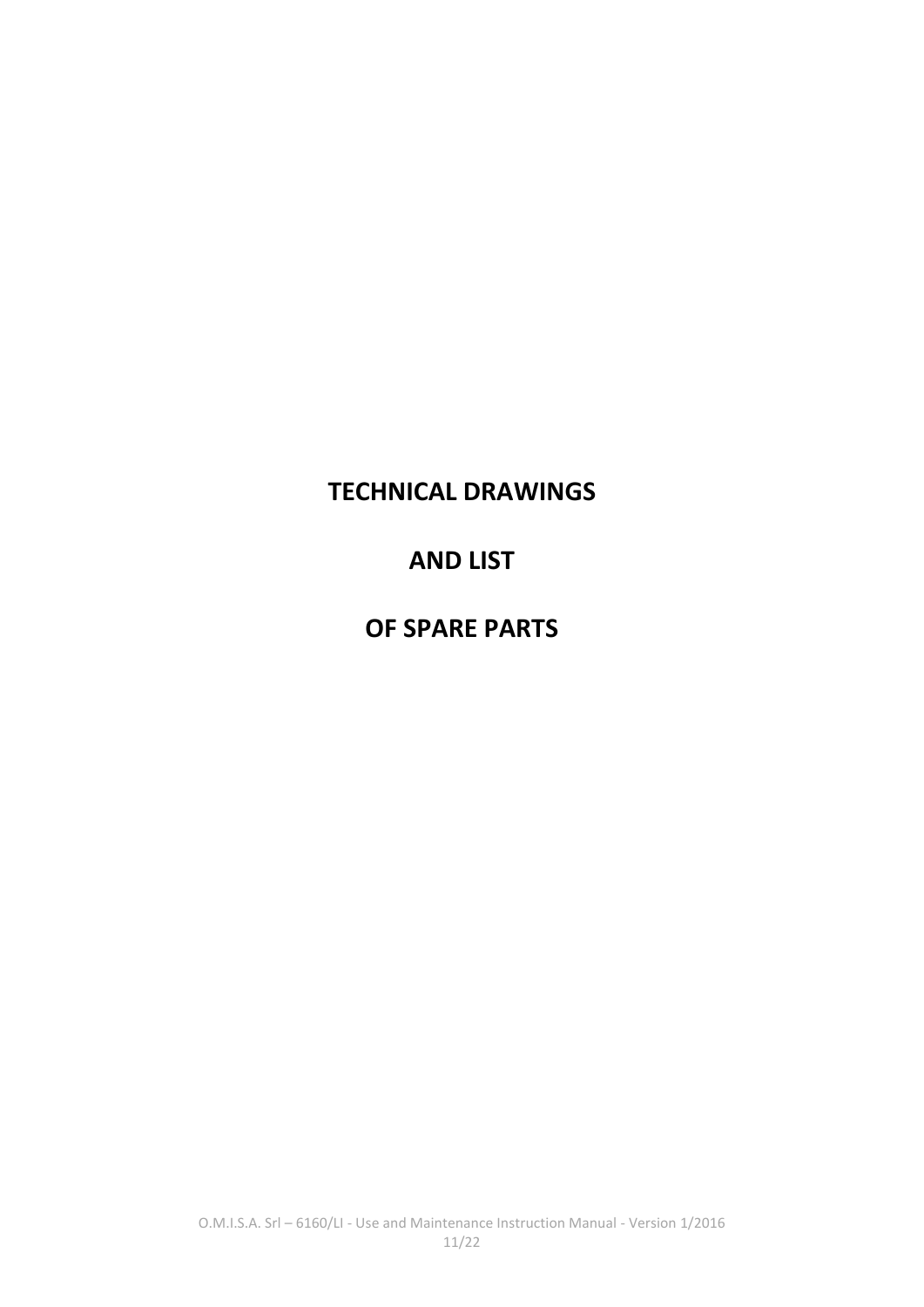# TECHNICAL DRAWINGS

# AND LIST

# OF SPARE PARTS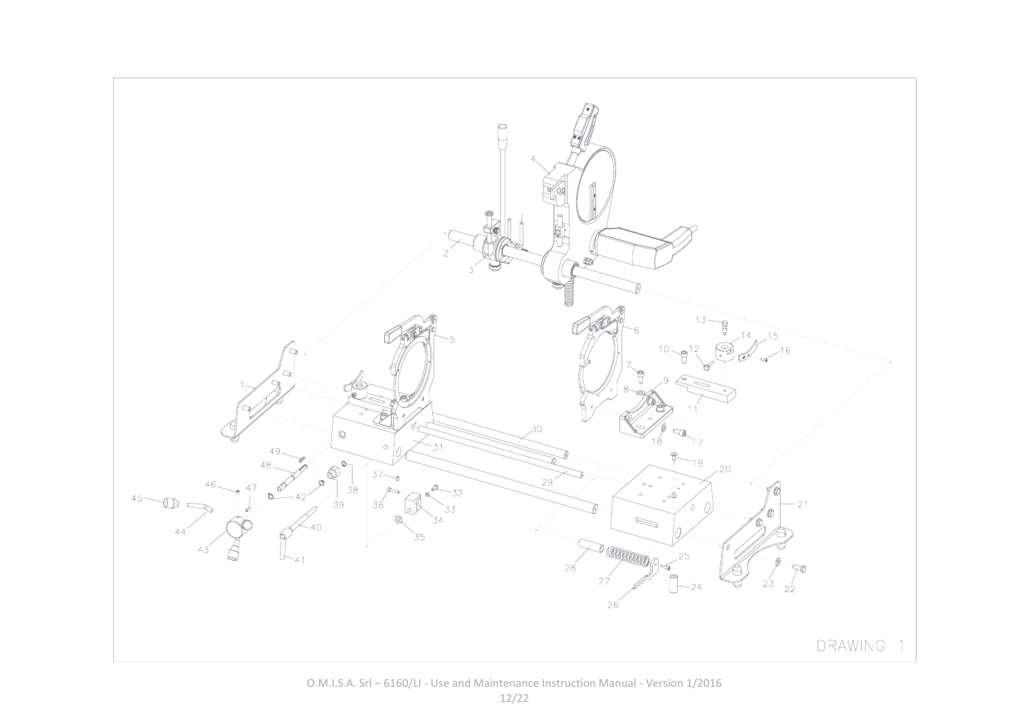DRAWING 1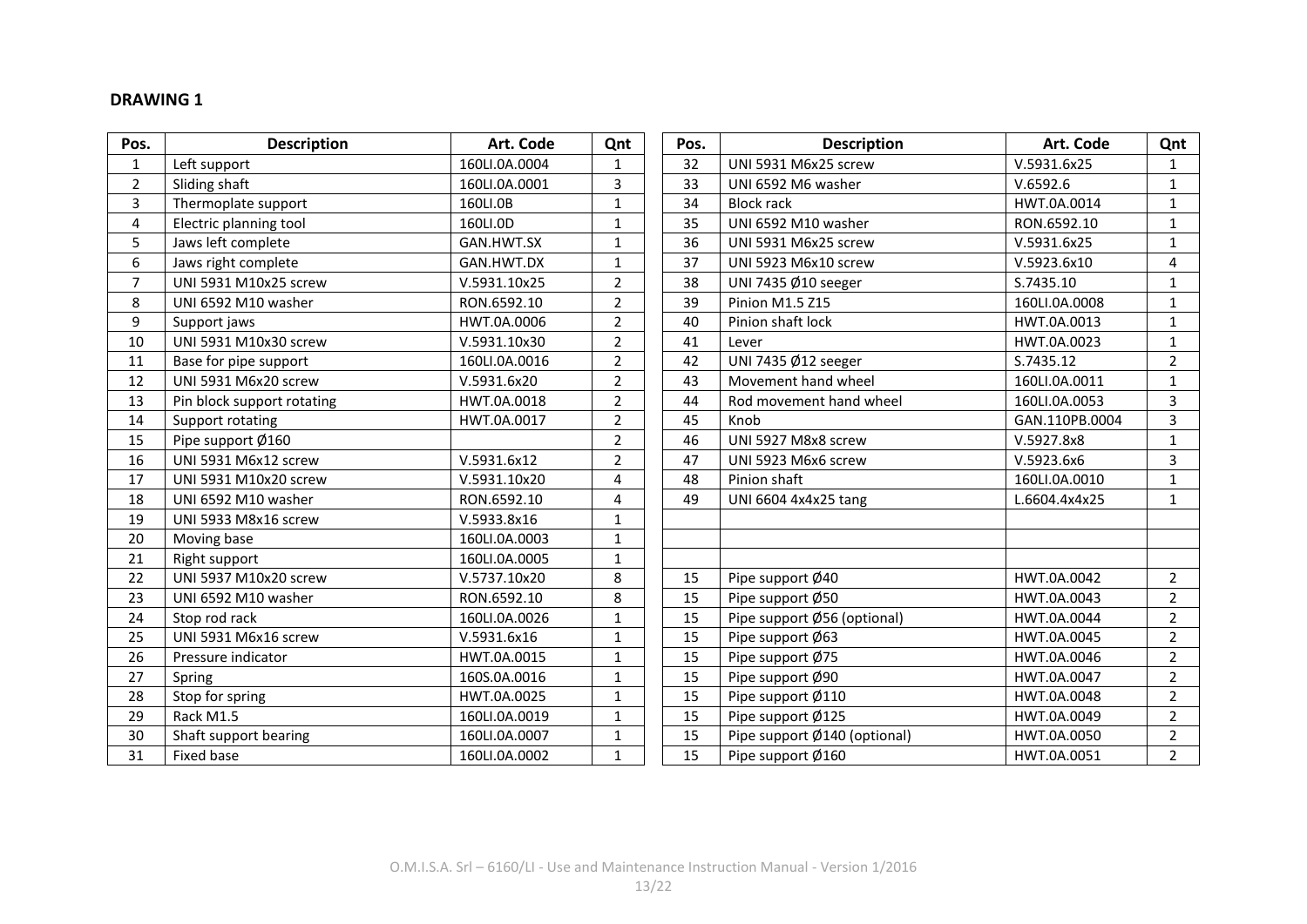**DRAWING 1**

| Pos. | Description | Art. Code | Qnt |
|---|---|---|---|
| 1 | Left support | 160LI.0A.0004 | 1 |
| 2 | Sliding shaft | 160LI.0A.0001 | 3 |
| 3 | Thermoplate support | 160LI.0B | 1 |
| 4 | Electric planning tool | 160LI.0D | 1 |
| 5 | Jaws left complete | GAN.HWT.SX | 1 |
| 6 | Jaws right complete | GAN.HWT.DX | 1 |
| 7 | UNI 5931 M10x25 screw | V.5931.10x25 | 2 |
| 8 | UNI 6592 M10 washer | RON.6592.10 | 2 |
| 9 | Support jaws | HWT.0A.0006 | 2 |
| 10 | UNI 5931 M10x30 screw | V.5931.10x30 | 2 |
| 11 | Base for pipe support | 160LI.0A.0016 | 2 |
| 12 | UNI 5931 M6x20 screw | V.5931.6x20 | 2 |
| 13 | Pin block support rotating | HWT.0A.0018 | 2 |
| 14 | Support rotating | HWT.0A.0017 | 2 |
| 15 | Pipe support Ø160 | | 2 |
| 16 | UNI 5931 M6x12 screw | V.5931.6x12 | 2 |
| 17 | UNI 5931 M10x20 screw | V.5931.10x20 | 4 |
| 18 | UNI 6592 M10 washer | RON.6592.10 | 4 |
| 19 | UNI 5933 M8x16 screw | V.5933.8x16 | 1 |
| 20 | Moving base | 160LI.0A.0003 | 1 |
| 21 | Right support | 160LI.0A.0005 | 1 |
| 22 | UNI 5937 M10x20 screw | V.5737.10x20 | 8 |
| 23 | UNI 6592 M10 washer | RON.6592.10 | 8 |
| 24 | Stop rod rack | 160LI.0A.0026 | 1 |
| 25 | UNI 5931 M6x16 screw | V.5931.6x16 | 1 |
| 26 | Pressure indicator | HWT.0A.0015 | 1 |
| 27 | Spring | 160S.0A.0016 | 1 |
| 28 | Stop for spring | HWT.0A.0025 | 1 |
| 29 | Rack M1.5 | 160LI.0A.0019 | 1 |
| 30 | Shaft support bearing | 160LI.0A.0007 | 1 |
| 31 | Fixed base | 160LI.0A.0002 | 1 |

| Pos. | Description | Art. Code | Qnt |
|---|---|---|---|
| 32 | UNI 5931 M6x25 screw | V.5931.6x25 | 1 |
| 33 | UNI 6592 M6 washer | V.6592.6 | 1 |
| 34 | Block rack | HWT.0A.0014 | 1 |
| 35 | UNI 6592 M10 washer | RON.6592.10 | 1 |
| 36 | UNI 5931 M6x25 screw | V.5931.6x25 | 1 |
| 37 | UNI 5923 M6x10 screw | V.5923.6x10 | 4 |
| 38 | UNI 7435 Ø10 seeger | S.7435.10 | 1 |
| 39 | Pinion M1.5 Z15 | 160LI.0A.0008 | 1 |
| 40 | Pinion shaft lock | HWT.0A.0013 | 1 |
| 41 | Lever | HWT.0A.0023 | 1 |
| 42 | UNI 7435 Ø12 seeger | S.7435.12 | 2 |
| 43 | Movement hand wheel | 160LI.0A.0011 | 1 |
| 44 | Rod movement hand wheel | 160LI.0A.0053 | 3 |
| 45 | Knob | GAN.110PB.0004 | 3 |
| 46 | UNI 5927 M8x8 screw | V.5927.8x8 | 1 |
| 47 | UNI 5923 M6x6 screw | V.5923.6x6 | 3 |
| 48 | Pinion shaft | 160LI.0A.0010 | 1 |
| 49 | UNI 6604 4x4x25 tang | L.6604.4x4x25 | 1 |
| | | | |
| | | | |
| 15 | Pipe support Ø40 | HWT.0A.0042 | 2 |
| 15 | Pipe support Ø50 | HWT.0A.0043 | 2 |
| 15 | Pipe support Ø56 (optional) | HWT.0A.0044 | 2 |
| 15 | Pipe support Ø63 | HWT.0A.0045 | 2 |
| 15 | Pipe support Ø75 | HWT.0A.0046 | 2 |
| 15 | Pipe support Ø90 | HWT.0A.0047 | 2 |
| 15 | Pipe support Ø110 | HWT.0A.0048 | 2 |
| 15 | Pipe support Ø125 | HWT.0A.0049 | 2 |
| 15 | Pipe support Ø140 (optional) | HWT.0A.0050 | 2 |
| 15 | Pipe support Ø160 | HWT.0A.0051 | 2 |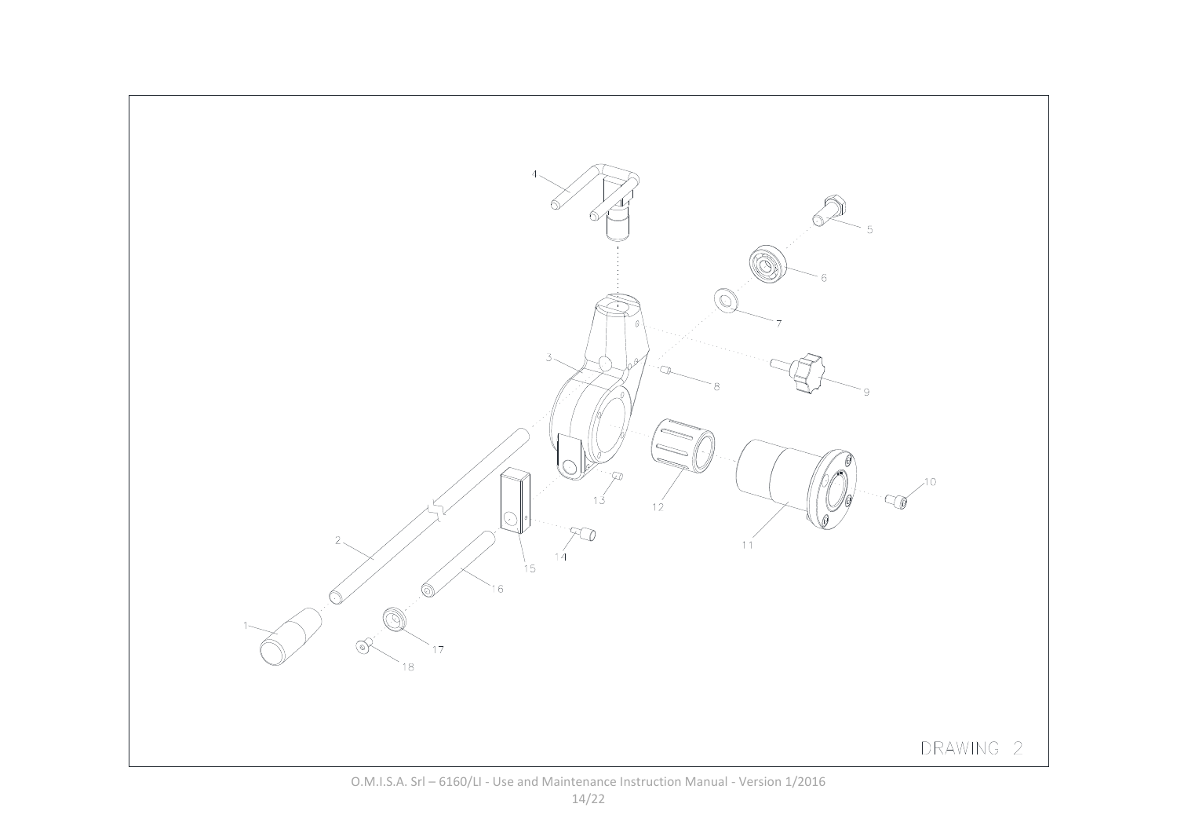1
2
3
4
5
6
7
8
9
10
11
12
13
14
15
16
17
18

DRAWING 2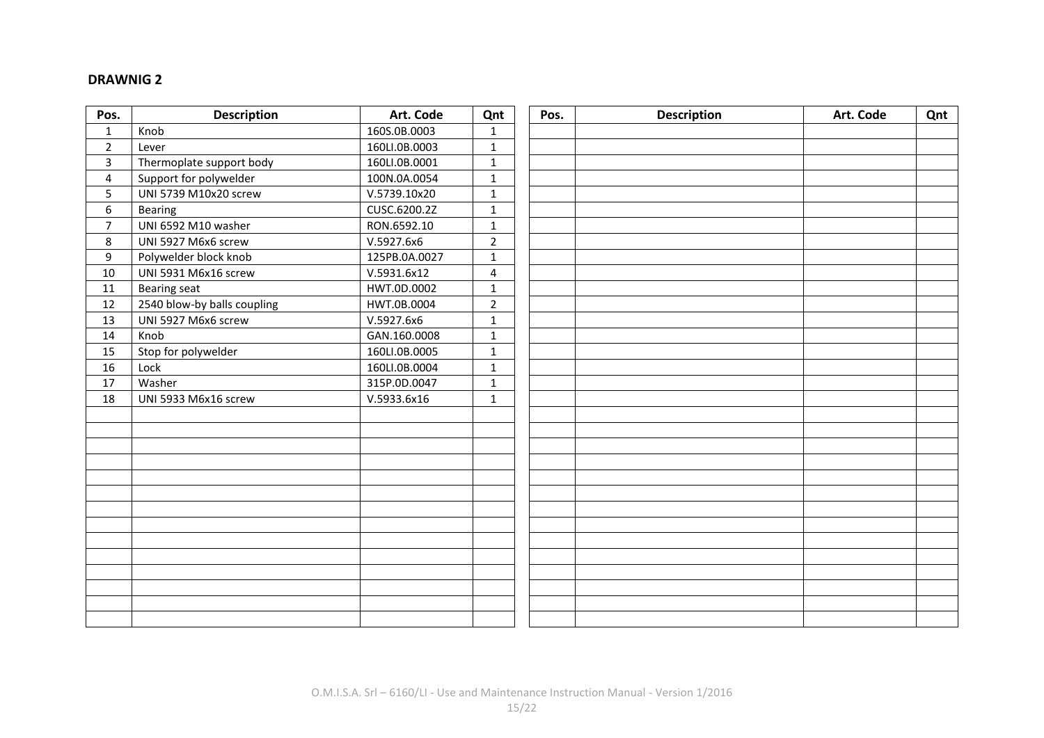**DRAWNIG 2**

| Pos. | Description | Art. Code | Qnt |
|---|---|---|---|
| 1 | Knob | 160S.0B.0003 | 1 |
| 2 | Lever | 160LI.0B.0003 | 1 |
| 3 | Thermoplate support body | 160LI.0B.0001 | 1 |
| 4 | Support for polywelder | 100N.0A.0054 | 1 |
| 5 | UNI 5739 M10x20 screw | V.5739.10x20 | 1 |
| 6 | Bearing | CUSC.6200.2Z | 1 |
| 7 | UNI 6592 M10 washer | RON.6592.10 | 1 |
| 8 | UNI 5927 M6x6 screw | V.5927.6x6 | 2 |
| 9 | Polywelder block knob | 125PB.0A.0027 | 1 |
| 10 | UNI 5931 M6x16 screw | V.5931.6x12 | 4 |
| 11 | Bearing seat | HWT.0D.0002 | 1 |
| 12 | 2540 blow-by balls coupling | HWT.0B.0004 | 2 |
| 13 | UNI 5927 M6x6 screw | V.5927.6x6 | 1 |
| 14 | Knob | GAN.160.0008 | 1 |
| 15 | Stop for polywelder | 160LI.0B.0005 | 1 |
| 16 | Lock | 160LI.0B.0004 | 1 |
| 17 | Washer | 315P.0D.0047 | 1 |
| 18 | UNI 5933 M6x16 screw | V.5933.6x16 | 1 |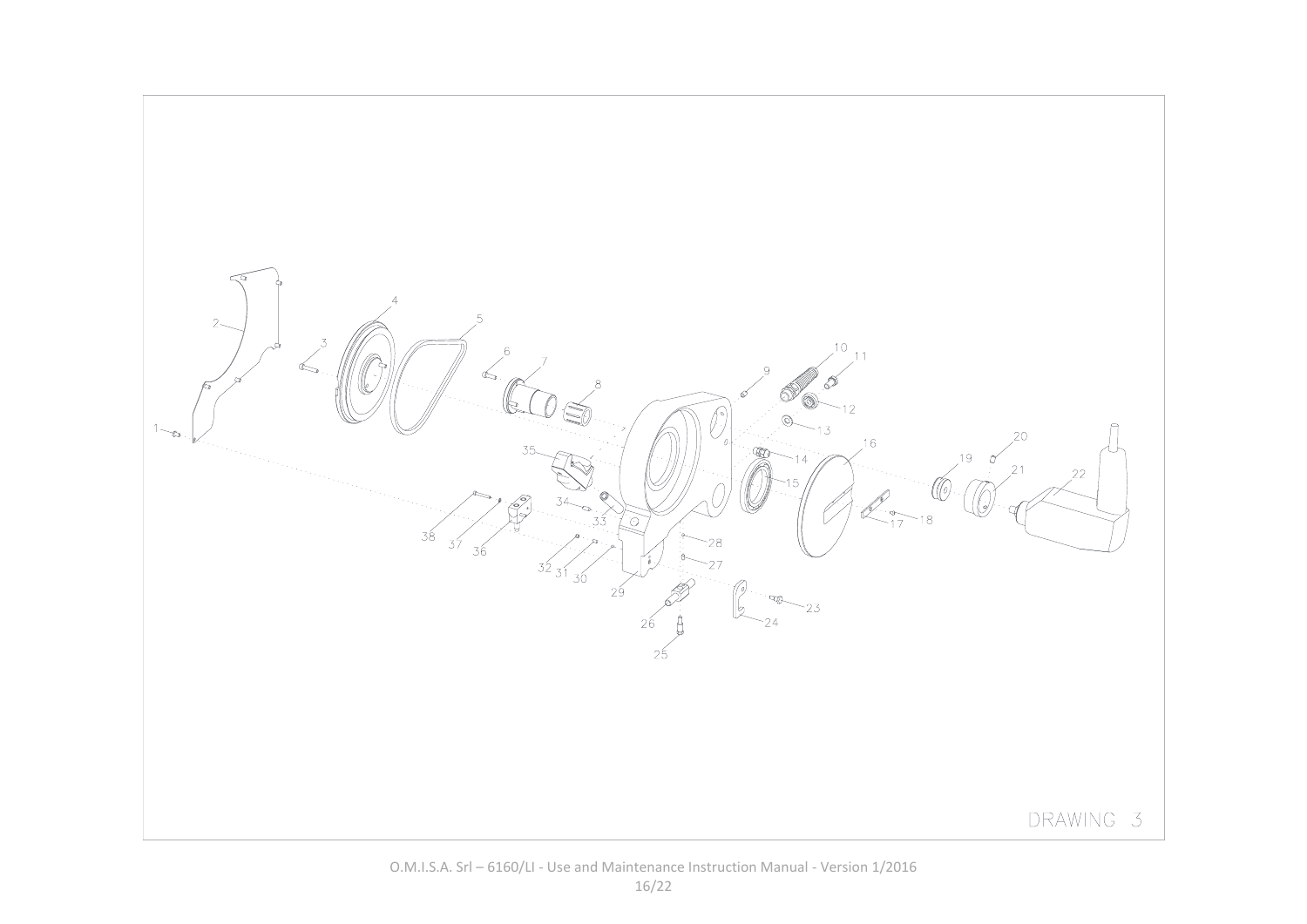DRAWING 3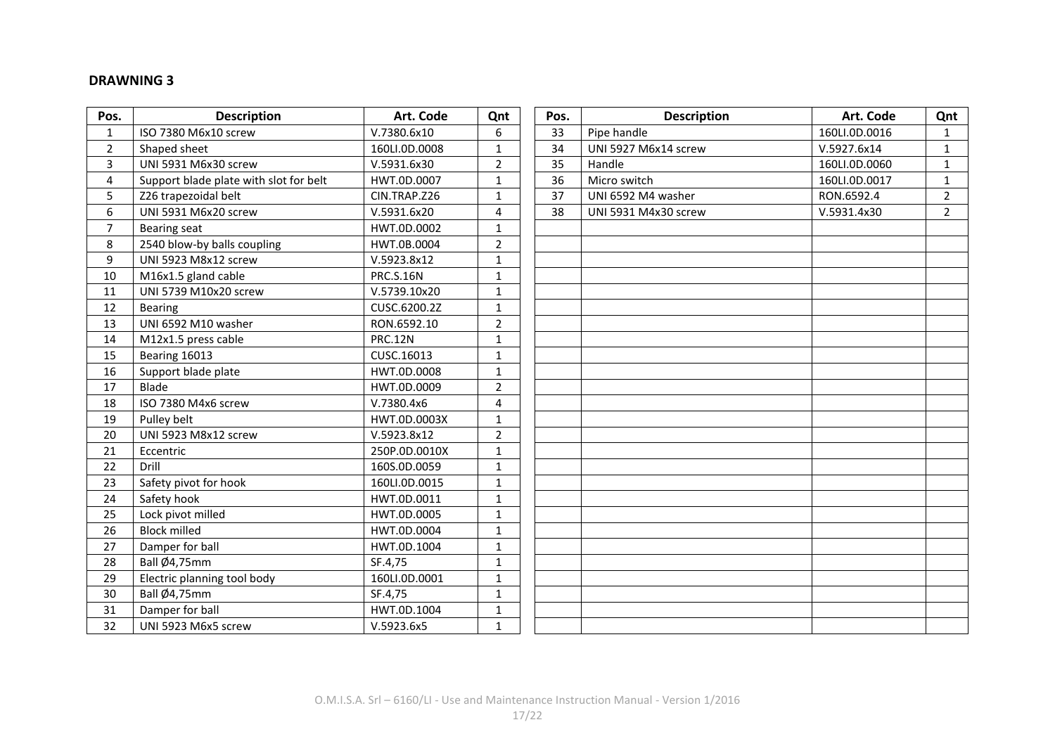**DRAWNING 3**

| Pos. | Description | Art. Code | Qnt |
|---|---|---|---|
| 1 | ISO 7380 M6x10 screw | V.7380.6x10 | 6 |
| 2 | Shaped sheet | 160LI.0D.0008 | 1 |
| 3 | UNI 5931 M6x30 screw | V.5931.6x30 | 2 |
| 4 | Support blade plate with slot for belt | HWT.0D.0007 | 1 |
| 5 | Z26 trapezoidal belt | CIN.TRAP.Z26 | 1 |
| 6 | UNI 5931 M6x20 screw | V.5931.6x20 | 4 |
| 7 | Bearing seat | HWT.0D.0002 | 1 |
| 8 | 2540 blow-by balls coupling | HWT.0B.0004 | 2 |
| 9 | UNI 5923 M8x12 screw | V.5923.8x12 | 1 |
| 10 | M16x1.5 gland cable | PRC.S.16N | 1 |
| 11 | UNI 5739 M10x20 screw | V.5739.10x20 | 1 |
| 12 | Bearing | CUSC.6200.2Z | 1 |
| 13 | UNI 6592 M10 washer | RON.6592.10 | 2 |
| 14 | M12x1.5 press cable | PRC.12N | 1 |
| 15 | Bearing 16013 | CUSC.16013 | 1 |
| 16 | Support blade plate | HWT.0D.0008 | 1 |
| 17 | Blade | HWT.0D.0009 | 2 |
| 18 | ISO 7380 M4x6 screw | V.7380.4x6 | 4 |
| 19 | Pulley belt | HWT.0D.0003X | 1 |
| 20 | UNI 5923 M8x12 screw | V.5923.8x12 | 2 |
| 21 | Eccentric | 250P.0D.0010X | 1 |
| 22 | Drill | 160S.0D.0059 | 1 |
| 23 | Safety pivot for hook | 160LI.0D.0015 | 1 |
| 24 | Safety hook | HWT.0D.0011 | 1 |
| 25 | Lock pivot milled | HWT.0D.0005 | 1 |
| 26 | Block milled | HWT.0D.0004 | 1 |
| 27 | Damper for ball | HWT.0D.1004 | 1 |
| 28 | Ball Ø4,75mm | SF.4,75 | 1 |
| 29 | Electric planning tool body | 160LI.0D.0001 | 1 |
| 30 | Ball Ø4,75mm | SF.4,75 | 1 |
| 31 | Damper for ball | HWT.0D.1004 | 1 |
| 32 | UNI 5923 M6x5 screw | V.5923.6x5 | 1 |
| 33 | Pipe handle | 160LI.0D.0016 | 1 |
| 34 | UNI 5927 M6x14 screw | V.5927.6x14 | 1 |
| 35 | Handle | 160LI.0D.0060 | 1 |
| 36 | Micro switch | 160LI.0D.0017 | 1 |
| 37 | UNI 6592 M4 washer | RON.6592.4 | 2 |
| 38 | UNI 5931 M4x30 screw | V.5931.4x30 | 2 |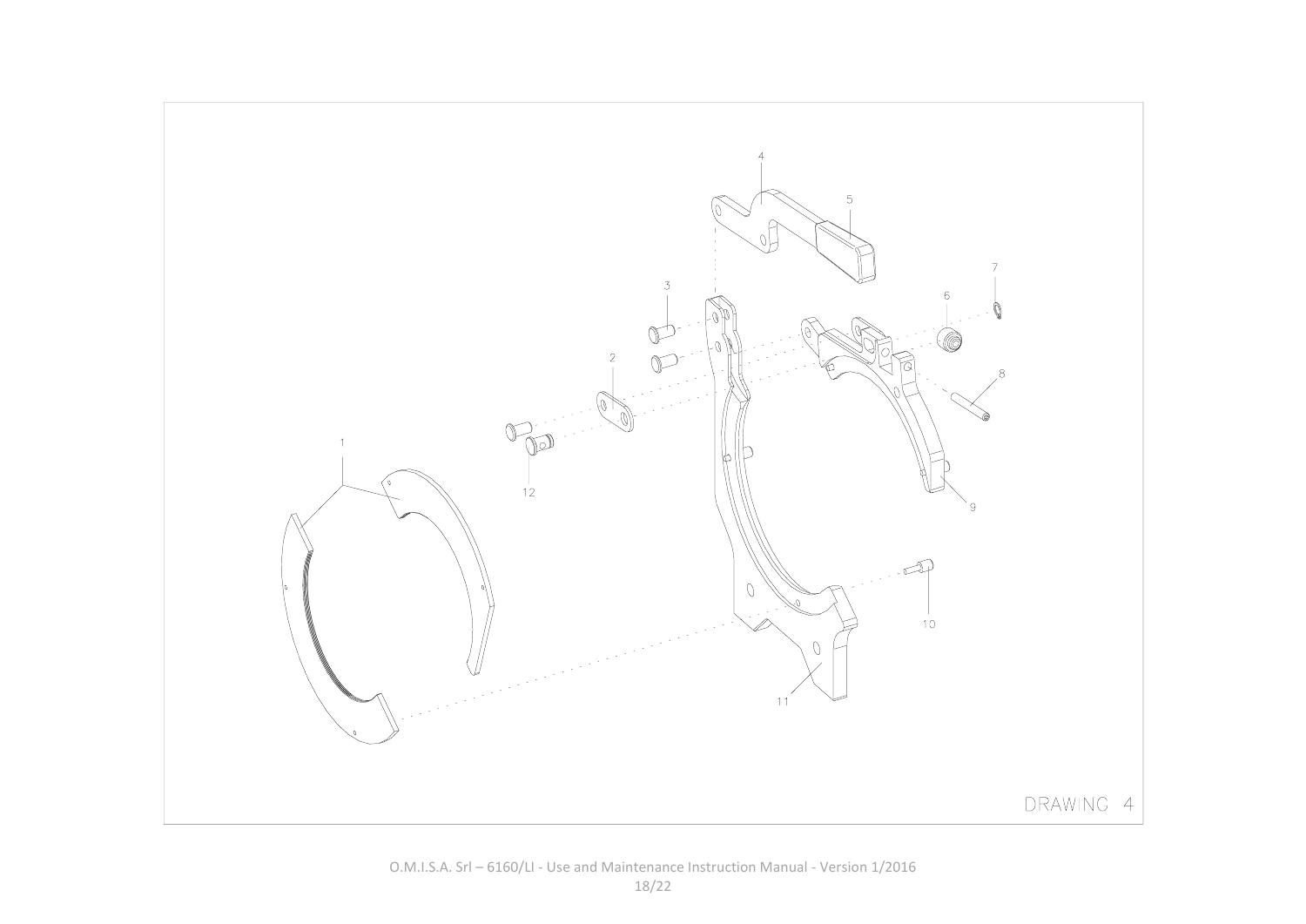1

2

3

4

5

6

7

8

9

10

11

12

DRAWING 4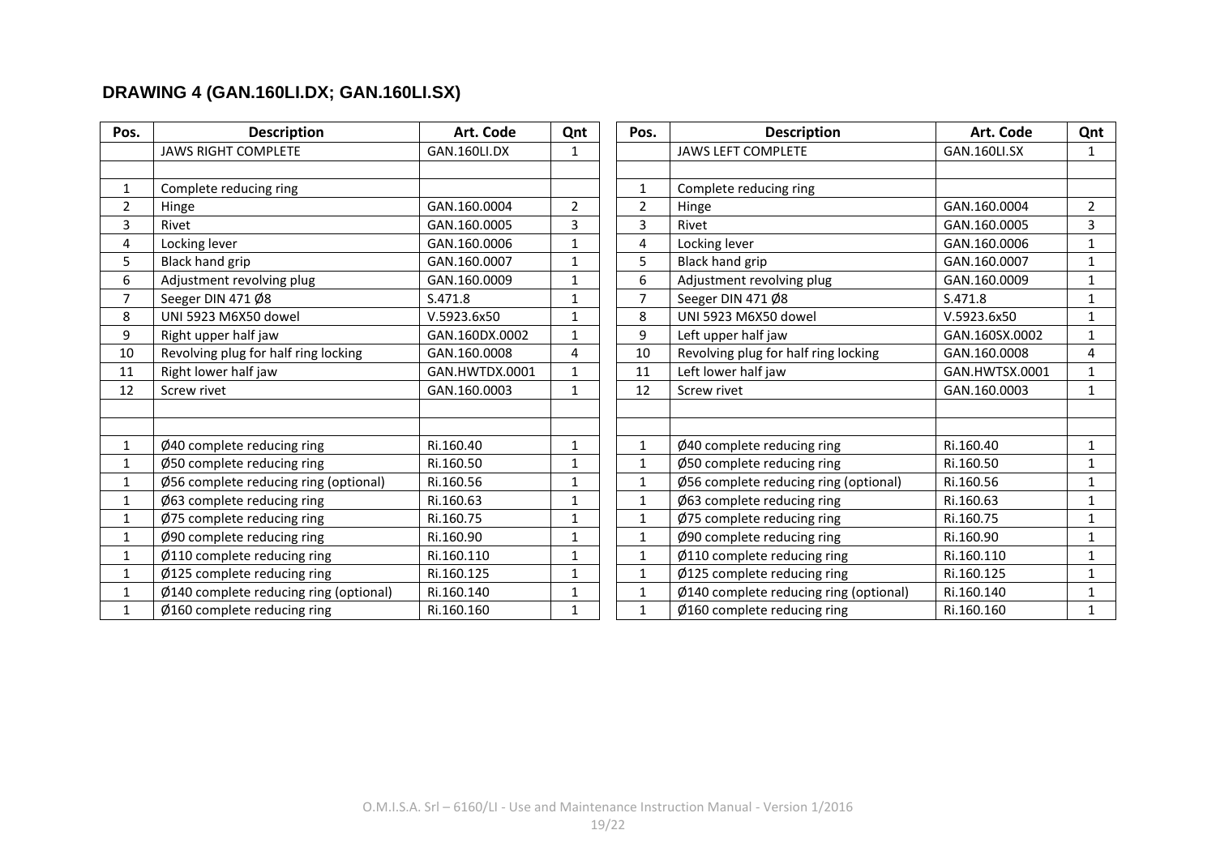## DRAWING 4 (GAN.160LI.DX; GAN.160LI.SX)

| Pos. | Description | Art. Code | Qnt |
|---|---|---|---|
| | JAWS RIGHT COMPLETE | GAN.160LI.DX | 1 |
| | | | |
| 1 | Complete reducing ring | | |
| 2 | Hinge | GAN.160.0004 | 2 |
| 3 | Rivet | GAN.160.0005 | 3 |
| 4 | Locking lever | GAN.160.0006 | 1 |
| 5 | Black hand grip | GAN.160.0007 | 1 |
| 6 | Adjustment revolving plug | GAN.160.0009 | 1 |
| 7 | Seeger DIN 471 Ø8 | S.471.8 | 1 |
| 8 | UNI 5923 M6X50 dowel | V.5923.6x50 | 1 |
| 9 | Right upper half jaw | GAN.160DX.0002 | 1 |
| 10 | Revolving plug for half ring locking | GAN.160.0008 | 4 |
| 11 | Right lower half jaw | GAN.HWTDX.0001 | 1 |
| 12 | Screw rivet | GAN.160.0003 | 1 |
| | | | |
| | | | |
| 1 | Ø40 complete reducing ring | Ri.160.40 | 1 |
| 1 | Ø50 complete reducing ring | Ri.160.50 | 1 |
| 1 | Ø56 complete reducing ring (optional) | Ri.160.56 | 1 |
| 1 | Ø63 complete reducing ring | Ri.160.63 | 1 |
| 1 | Ø75 complete reducing ring | Ri.160.75 | 1 |
| 1 | Ø90 complete reducing ring | Ri.160.90 | 1 |
| 1 | Ø110 complete reducing ring | Ri.160.110 | 1 |
| 1 | Ø125 complete reducing ring | Ri.160.125 | 1 |
| 1 | Ø140 complete reducing ring (optional) | Ri.160.140 | 1 |
| 1 | Ø160 complete reducing ring | Ri.160.160 | 1 |

| Pos. | Description | Art. Code | Qnt |
|---|---|---|---|
| | JAWS LEFT COMPLETE | GAN.160LI.SX | 1 |
| | | | |
| 1 | Complete reducing ring | | |
| 2 | Hinge | GAN.160.0004 | 2 |
| 3 | Rivet | GAN.160.0005 | 3 |
| 4 | Locking lever | GAN.160.0006 | 1 |
| 5 | Black hand grip | GAN.160.0007 | 1 |
| 6 | Adjustment revolving plug | GAN.160.0009 | 1 |
| 7 | Seeger DIN 471 Ø8 | S.471.8 | 1 |
| 8 | UNI 5923 M6X50 dowel | V.5923.6x50 | 1 |
| 9 | Left upper half jaw | GAN.160SX.0002 | 1 |
| 10 | Revolving plug for half ring locking | GAN.160.0008 | 4 |
| 11 | Left lower half jaw | GAN.HWTSX.0001 | 1 |
| 12 | Screw rivet | GAN.160.0003 | 1 |
| | | | |
| | | | |
| 1 | Ø40 complete reducing ring | Ri.160.40 | 1 |
| 1 | Ø50 complete reducing ring | Ri.160.50 | 1 |
| 1 | Ø56 complete reducing ring (optional) | Ri.160.56 | 1 |
| 1 | Ø63 complete reducing ring | Ri.160.63 | 1 |
| 1 | Ø75 complete reducing ring | Ri.160.75 | 1 |
| 1 | Ø90 complete reducing ring | Ri.160.90 | 1 |
| 1 | Ø110 complete reducing ring | Ri.160.110 | 1 |
| 1 | Ø125 complete reducing ring | Ri.160.125 | 1 |
| 1 | Ø140 complete reducing ring (optional) | Ri.160.140 | 1 |
| 1 | Ø160 complete reducing ring | Ri.160.160 | 1 |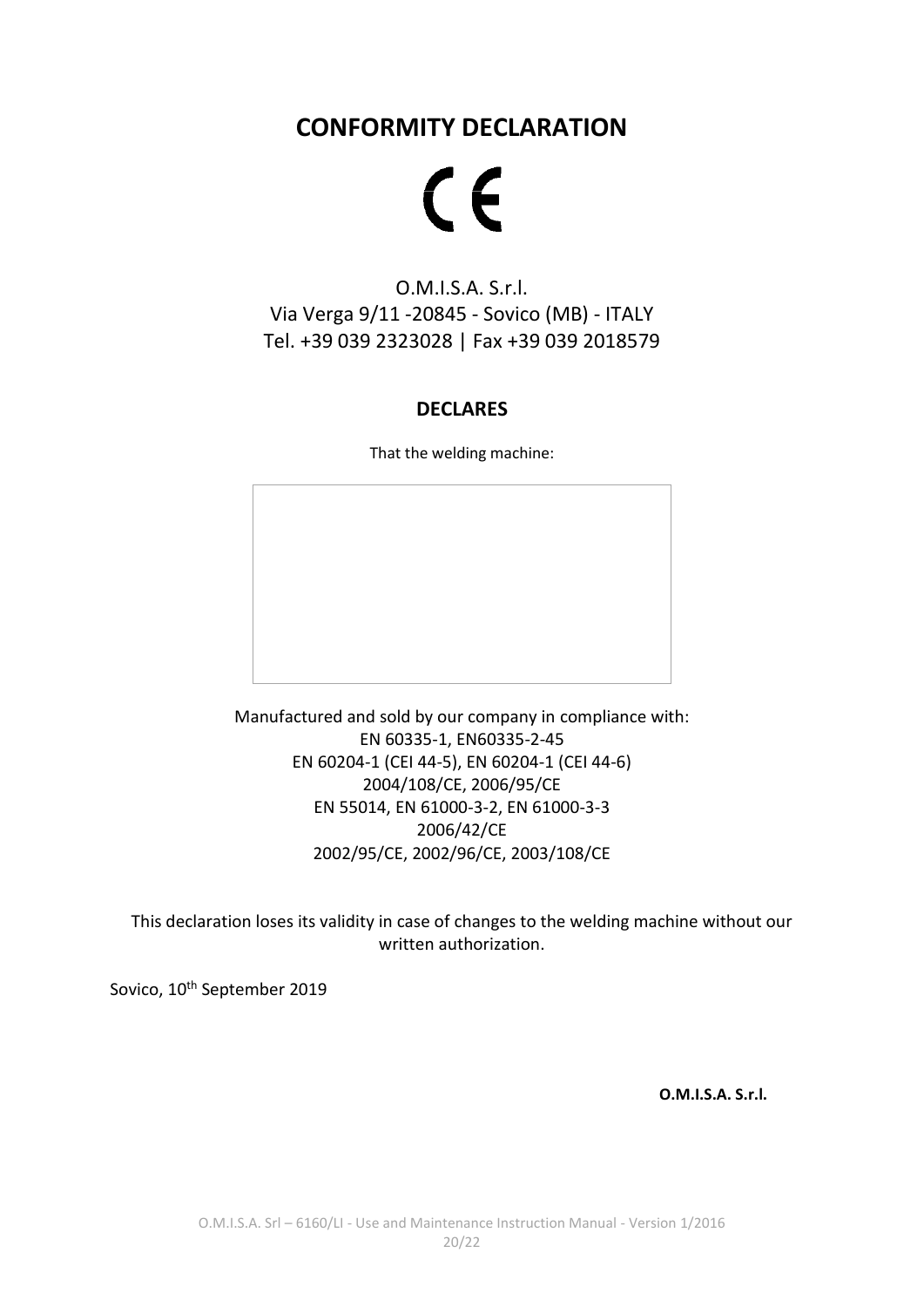# CONFORMITY DECLARATION

CE

O.M.I.S.A. S.r.l.
Via Verga 9/11 -20845 - Sovico (MB) - ITALY
Tel. +39 039 2323028 | Fax +39 039 2018579

## DECLARES

That the welding machine:

Manufactured and sold by our company in compliance with:
EN 60335-1, EN60335-2-45
EN 60204-1 (CEI 44-5), EN 60204-1 (CEI 44-6)
2004/108/CE, 2006/95/CE
EN 55014, EN 61000-3-2, EN 61000-3-3
2006/42/CE
2002/95/CE, 2002/96/CE, 2003/108/CE

This declaration loses its validity in case of changes to the welding machine without our written authorization.

Sovico, 10th September 2019

**O.M.I.S.A. S.r.l.**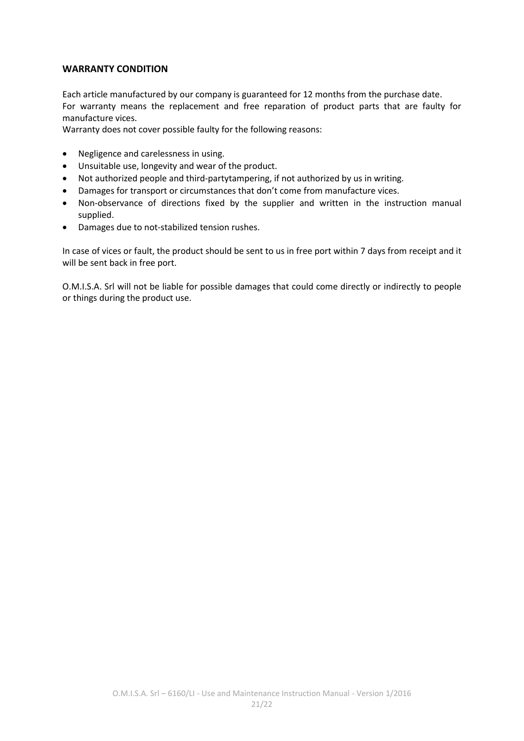**WARRANTY CONDITION**

Each article manufactured by our company is guaranteed for 12 months from the purchase date.
For warranty means the replacement and free reparation of product parts that are faulty for manufacture vices.
Warranty does not cover possible faulty for the following reasons:

- Negligence and carelessness in using.
- Unsuitable use, longevity and wear of the product.
- Not authorized people and third-partytampering, if not authorized by us in writing.
- Damages for transport or circumstances that don't come from manufacture vices.
- Non-observance of directions fixed by the supplier and written in the instruction manual supplied.
- Damages due to not-stabilized tension rushes.

In case of vices or fault, the product should be sent to us in free port within 7 days from receipt and it will be sent back in free port.

O.M.I.S.A. Srl will not be liable for possible damages that could come directly or indirectly to people or things during the product use.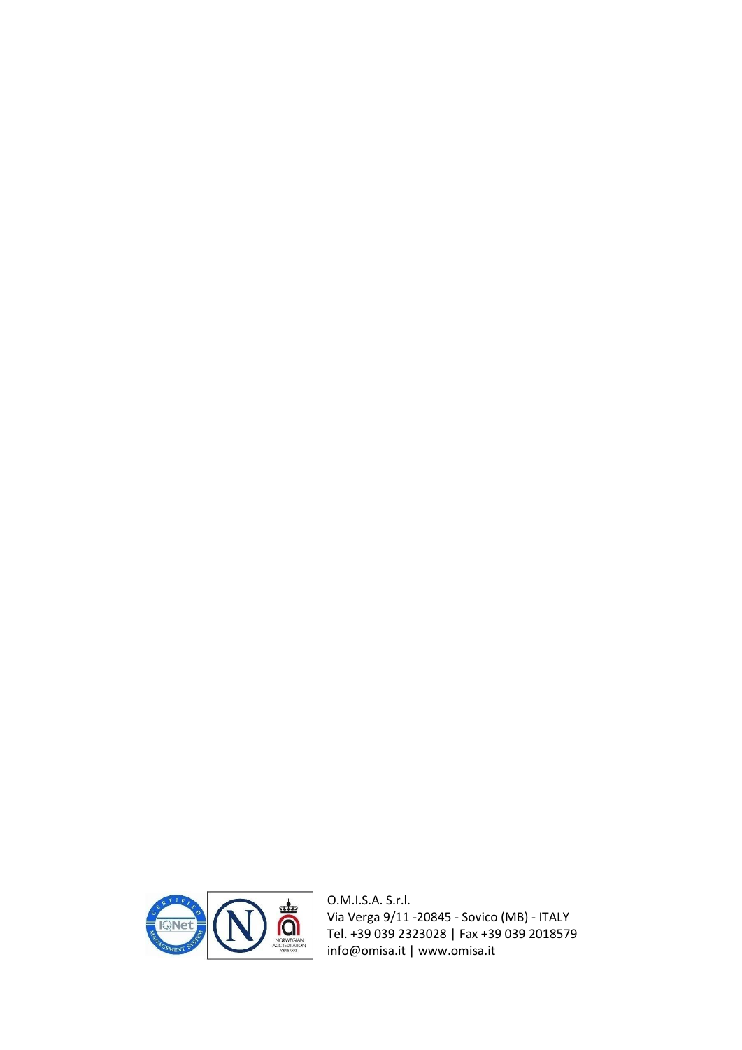O.M.I.S.A. S.r.l.
Via Verga 9/11 -20845 - Sovico (MB) - ITALY
Tel. +39 039 2323028 | Fax +39 039 2018579
info@omisa.it | www.omisa.it